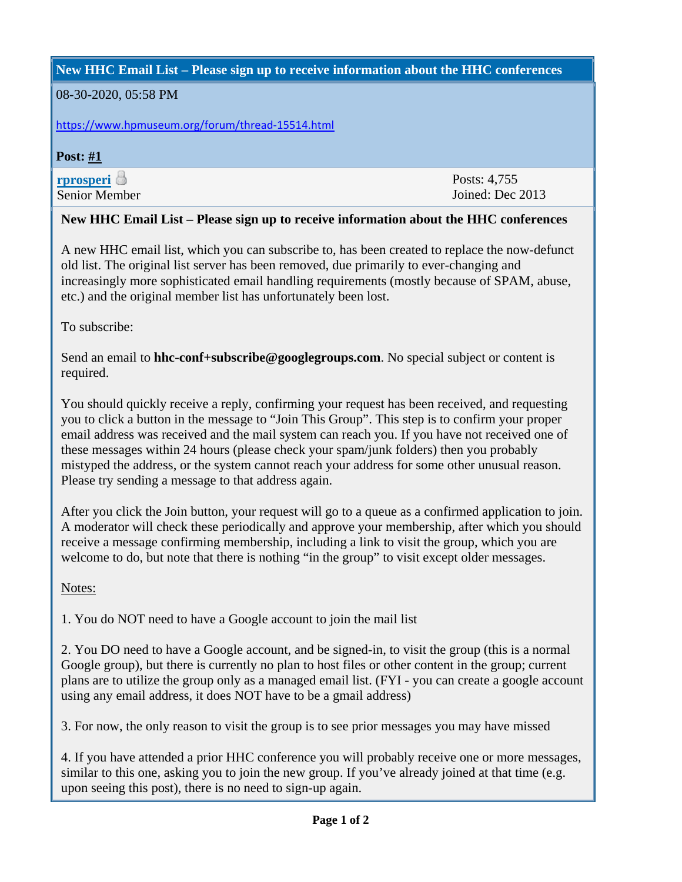## New HHC Email List – Please sign up to receive information about the HHC conferences

08-30-2020, 05:58 PM

https://www.hpmuseum.org/forum/thread-15514.html

**Post: #1**

**rprosperi**
Senior Member

Posts: 4,755
Joined: Dec 2013

**New HHC Email List – Please sign up to receive information about the HHC conferences**

A new HHC email list, which you can subscribe to, has been created to replace the now-defunct old list. The original list server has been removed, due primarily to ever-changing and increasingly more sophisticated email handling requirements (mostly because of SPAM, abuse, etc.) and the original member list has unfortunately been lost.

To subscribe:

Send an email to **hhc-conf+subscribe@googlegroups.com**. No special subject or content is required.

You should quickly receive a reply, confirming your request has been received, and requesting you to click a button in the message to "Join This Group". This step is to confirm your proper email address was received and the mail system can reach you. If you have not received one of these messages within 24 hours (please check your spam/junk folders) then you probably mistyped the address, or the system cannot reach your address for some other unusual reason. Please try sending a message to that address again.

After you click the Join button, your request will go to a queue as a confirmed application to join. A moderator will check these periodically and approve your membership, after which you should receive a message confirming membership, including a link to visit the group, which you are welcome to do, but note that there is nothing "in the group" to visit except older messages.

Notes:

1. You do NOT need to have a Google account to join the mail list

2. You DO need to have a Google account, and be signed-in, to visit the group (this is a normal Google group), but there is currently no plan to host files or other content in the group; current plans are to utilize the group only as a managed email list. (FYI - you can create a google account using any email address, it does NOT have to be a gmail address)

3. For now, the only reason to visit the group is to see prior messages you may have missed

4. If you have attended a prior HHC conference you will probably receive one or more messages, similar to this one, asking you to join the new group. If you've already joined at that time (e.g. upon seeing this post), there is no need to sign-up again.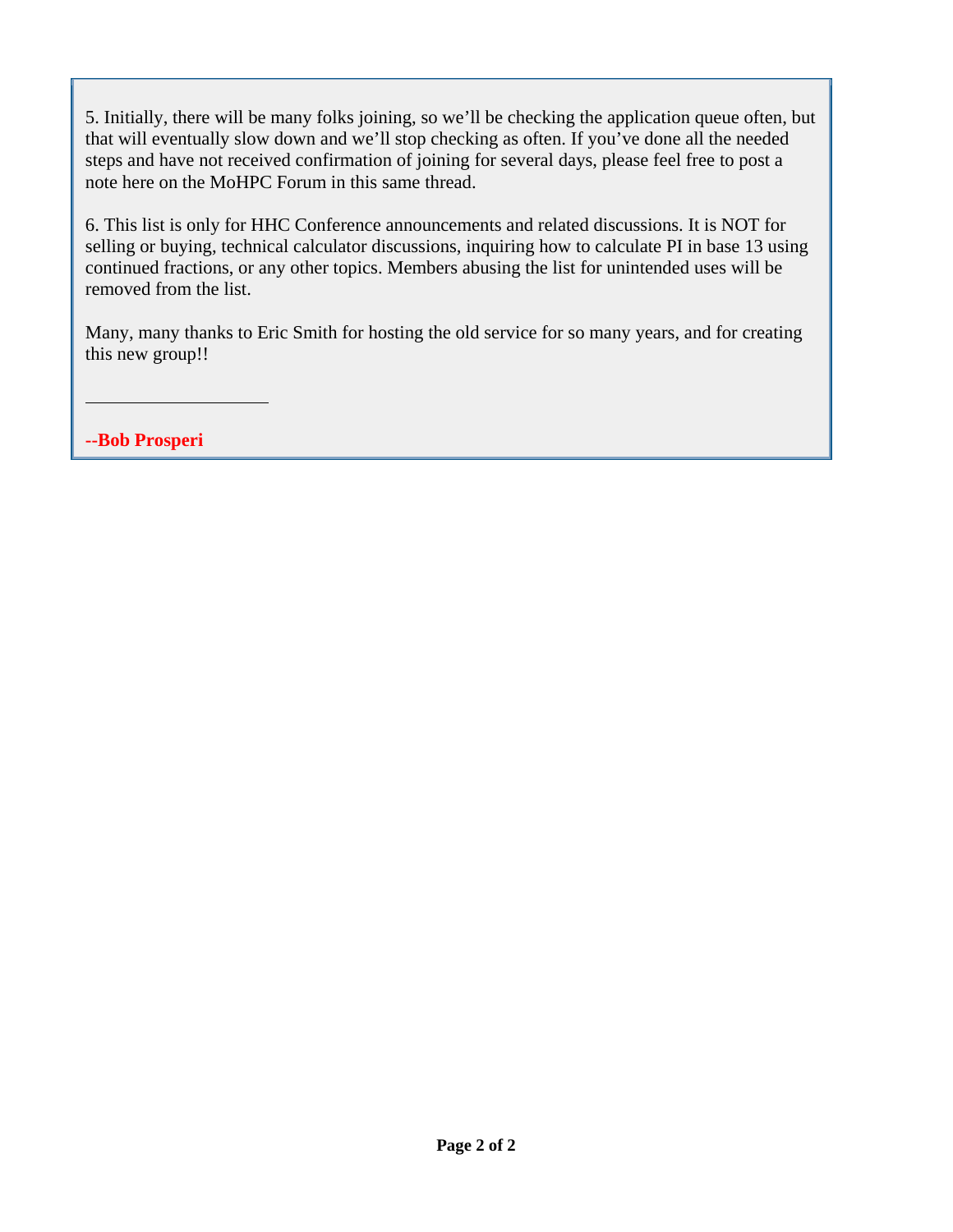5. Initially, there will be many folks joining, so we'll be checking the application queue often, but that will eventually slow down and we'll stop checking as often. If you've done all the needed steps and have not received confirmation of joining for several days, please feel free to post a note here on the MoHPC Forum in this same thread.

6. This list is only for HHC Conference announcements and related discussions. It is NOT for selling or buying, technical calculator discussions, inquiring how to calculate PI in base 13 using continued fractions, or any other topics. Members abusing the list for unintended uses will be removed from the list.

Many, many thanks to Eric Smith for hosting the old service for so many years, and for creating this new group!!

---

**--Bob Prosperi**